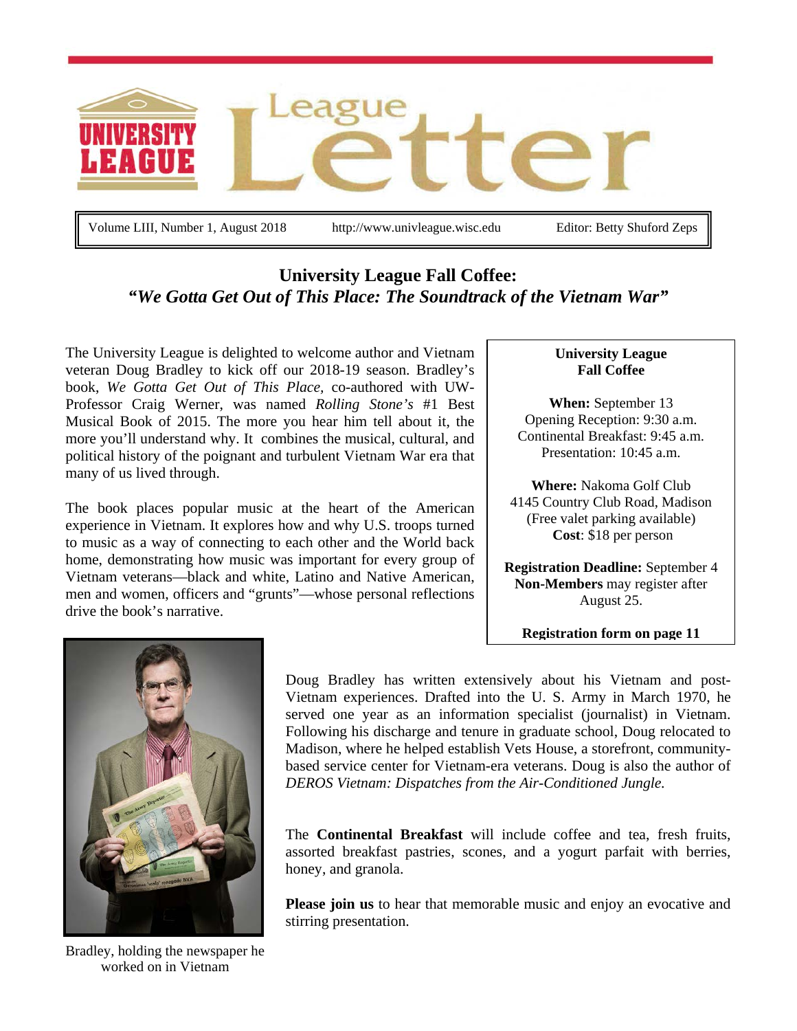# University League Letter

Volume LIII, Number 1, August 2018 | http://www.univleague.wisc.edu | Editor: Betty Shuford Zeps

## University League Fall Coffee: *"We Gotta Get Out of This Place: The Soundtrack of the Vietnam War"*

The University League is delighted to welcome author and Vietnam veteran Doug Bradley to kick off our 2018-19 season. Bradley's book, *We Gotta Get Out of This Place,* co-authored with UW-Professor Craig Werner, was named *Rolling Stone's* #1 Best Musical Book of 2015. The more you hear him tell about it, the more you'll understand why. It combines the musical, cultural, and political history of the poignant and turbulent Vietnam War era that many of us lived through.

The book places popular music at the heart of the American experience in Vietnam. It explores how and why U.S. troops turned to music as a way of connecting to each other and the World back home, demonstrating how music was important for every group of Vietnam veterans—black and white, Latino and Native American, men and women, officers and "grunts"—whose personal reflections drive the book's narrative.

**University League Fall Coffee**

**When:** September 13
Opening Reception: 9:30 a.m.
Continental Breakfast: 9:45 a.m.
Presentation: 10:45 a.m.

**Where:** Nakoma Golf Club
4145 Country Club Road, Madison
(Free valet parking available)
**Cost**: $18 per person

**Registration Deadline:** September 4
**Non-Members** may register after August 25.

**Registration form on page 11**

Bradley, holding the newspaper he worked on in Vietnam

Doug Bradley has written extensively about his Vietnam and post-Vietnam experiences. Drafted into the U. S. Army in March 1970, he served one year as an information specialist (journalist) in Vietnam. Following his discharge and tenure in graduate school, Doug relocated to Madison, where he helped establish Vets House, a storefront, community-based service center for Vietnam-era veterans. Doug is also the author of *DEROS Vietnam: Dispatches from the Air-Conditioned Jungle.*

The **Continental Breakfast** will include coffee and tea, fresh fruits, assorted breakfast pastries, scones, and a yogurt parfait with berries, honey, and granola.

**Please join us** to hear that memorable music and enjoy an evocative and stirring presentation.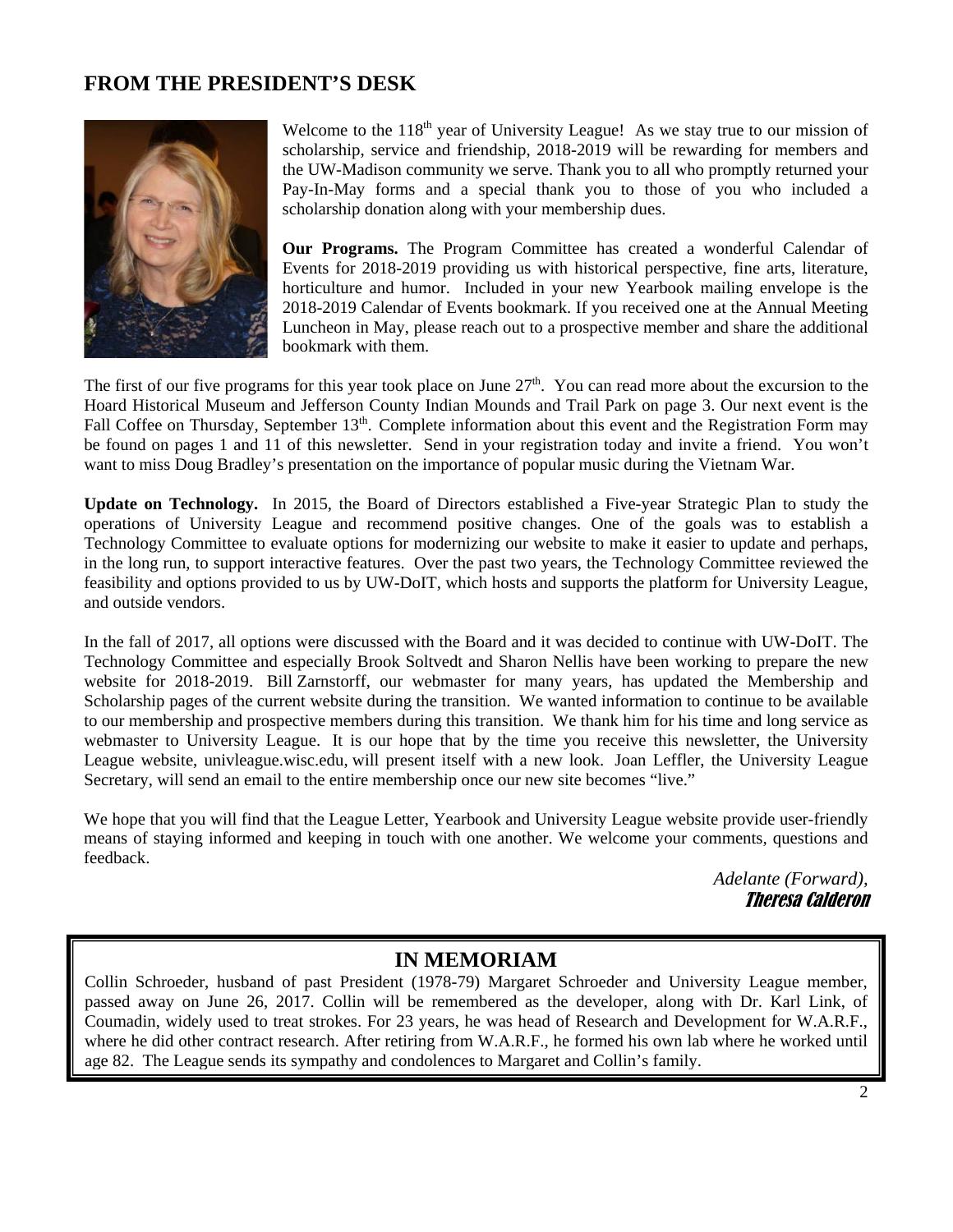## FROM THE PRESIDENT'S DESK

Welcome to the 118th year of University League! As we stay true to our mission of scholarship, service and friendship, 2018-2019 will be rewarding for members and the UW-Madison community we serve. Thank you to all who promptly returned your Pay-In-May forms and a special thank you to those of you who included a scholarship donation along with your membership dues.

**Our Programs.** The Program Committee has created a wonderful Calendar of Events for 2018-2019 providing us with historical perspective, fine arts, literature, horticulture and humor. Included in your new Yearbook mailing envelope is the 2018-2019 Calendar of Events bookmark. If you received one at the Annual Meeting Luncheon in May, please reach out to a prospective member and share the additional bookmark with them.

The first of our five programs for this year took place on June 27th. You can read more about the excursion to the Hoard Historical Museum and Jefferson County Indian Mounds and Trail Park on page 3. Our next event is the Fall Coffee on Thursday, September 13th. Complete information about this event and the Registration Form may be found on pages 1 and 11 of this newsletter. Send in your registration today and invite a friend. You won't want to miss Doug Bradley's presentation on the importance of popular music during the Vietnam War.

**Update on Technology.** In 2015, the Board of Directors established a Five-year Strategic Plan to study the operations of University League and recommend positive changes. One of the goals was to establish a Technology Committee to evaluate options for modernizing our website to make it easier to update and perhaps, in the long run, to support interactive features. Over the past two years, the Technology Committee reviewed the feasibility and options provided to us by UW-DoIT, which hosts and supports the platform for University League, and outside vendors.

In the fall of 2017, all options were discussed with the Board and it was decided to continue with UW-DoIT. The Technology Committee and especially Brook Soltvedt and Sharon Nellis have been working to prepare the new website for 2018-2019. Bill Zarnstorff, our webmaster for many years, has updated the Membership and Scholarship pages of the current website during the transition. We wanted information to continue to be available to our membership and prospective members during this transition. We thank him for his time and long service as webmaster to University League. It is our hope that by the time you receive this newsletter, the University League website, univleague.wisc.edu, will present itself with a new look. Joan Leffler, the University League Secretary, will send an email to the entire membership once our new site becomes "live."

We hope that you will find that the League Letter, Yearbook and University League website provide user-friendly means of staying informed and keeping in touch with one another. We welcome your comments, questions and feedback.

*Adelante (Forward),*
*Theresa Calderon*

## IN MEMORIAM

Collin Schroeder, husband of past President (1978-79) Margaret Schroeder and University League member, passed away on June 26, 2017. Collin will be remembered as the developer, along with Dr. Karl Link, of Coumadin, widely used to treat strokes. For 23 years, he was head of Research and Development for W.A.R.F., where he did other contract research. After retiring from W.A.R.F., he formed his own lab where he worked until age 82. The League sends its sympathy and condolences to Margaret and Collin's family.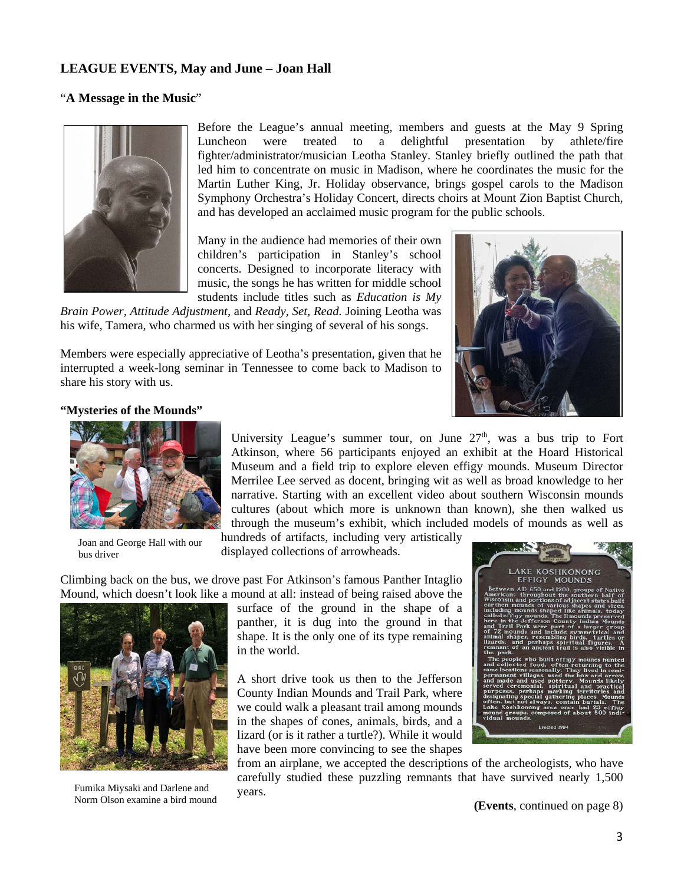## LEAGUE EVENTS, May and June – Joan Hall

"**A Message in the Music**"

Before the League's annual meeting, members and guests at the May 9 Spring Luncheon were treated to a delightful presentation by athlete/fire fighter/administrator/musician Leotha Stanley. Stanley briefly outlined the path that led him to concentrate on music in Madison, where he coordinates the music for the Martin Luther King, Jr. Holiday observance, brings gospel carols to the Madison Symphony Orchestra's Holiday Concert, directs choirs at Mount Zion Baptist Church, and has developed an acclaimed music program for the public schools.

Many in the audience had memories of their own children's participation in Stanley's school concerts. Designed to incorporate literacy with music, the songs he has written for middle school students include titles such as *Education is My Brain Power*, *Attitude Adjustment*, and *Ready, Set, Read.* Joining Leotha was his wife, Tamera, who charmed us with her singing of several of his songs.

Members were especially appreciative of Leotha's presentation, given that he interrupted a week-long seminar in Tennessee to come back to Madison to share his story with us.

**"Mysteries of the Mounds"**

Joan and George Hall with our bus driver

University League's summer tour, on June 27th, was a bus trip to Fort Atkinson, where 56 participants enjoyed an exhibit at the Hoard Historical Museum and a field trip to explore eleven effigy mounds. Museum Director Merrilee Lee served as docent, bringing wit as well as broad knowledge to her narrative. Starting with an excellent video about southern Wisconsin mounds cultures (about which more is unknown than known), she then walked us through the museum's exhibit, which included models of mounds as well as hundreds of artifacts, including very artistically displayed collections of arrowheads.

Climbing back on the bus, we drove past For Atkinson's famous Panther Intaglio Mound, which doesn't look like a mound at all: instead of being raised above the surface of the ground in the shape of a panther, it is dug into the ground in that shape. It is the only one of its type remaining in the world.

A short drive took us then to the Jefferson County Indian Mounds and Trail Park, where we could walk a pleasant trail among mounds in the shapes of cones, animals, birds, and a lizard (or is it rather a turtle?). While it would have been more convincing to see the shapes from an airplane, we accepted the descriptions of the archeologists, who have carefully studied these puzzling remnants that have survived nearly 1,500 years.

Fumika Miysaki and Darlene and Norm Olson examine a bird mound

**(Events**, continued on page 8)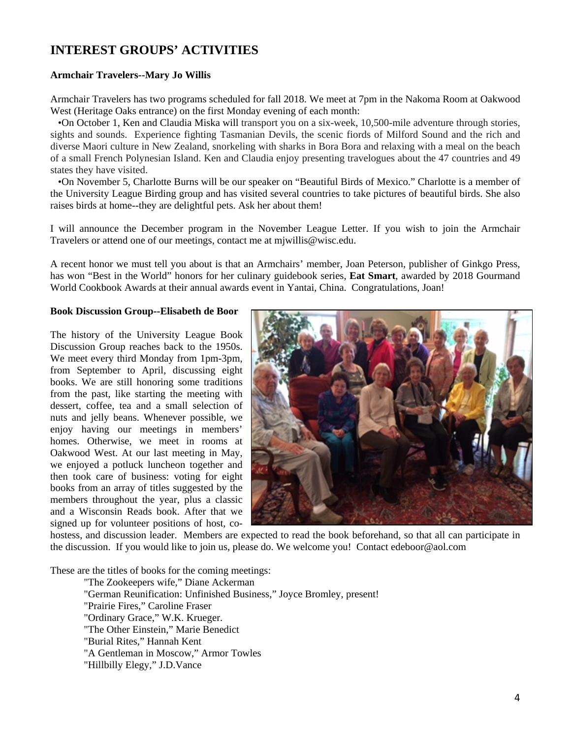## INTEREST GROUPS' ACTIVITIES

**Armchair Travelers--Mary Jo Willis**

Armchair Travelers has two programs scheduled for fall 2018. We meet at 7pm in the Nakoma Room at Oakwood West (Heritage Oaks entrance) on the first Monday evening of each month:

•On October 1, Ken and Claudia Miska will transport you on a six-week, 10,500-mile adventure through stories, sights and sounds. Experience fighting Tasmanian Devils, the scenic fiords of Milford Sound and the rich and diverse Maori culture in New Zealand, snorkeling with sharks in Bora Bora and relaxing with a meal on the beach of a small French Polynesian Island. Ken and Claudia enjoy presenting travelogues about the 47 countries and 49 states they have visited.

•On November 5, Charlotte Burns will be our speaker on "Beautiful Birds of Mexico." Charlotte is a member of the University League Birding group and has visited several countries to take pictures of beautiful birds. She also raises birds at home--they are delightful pets. Ask her about them!

I will announce the December program in the November League Letter. If you wish to join the Armchair Travelers or attend one of our meetings, contact me at mjwillis@wisc.edu.

A recent honor we must tell you about is that an Armchairs' member, Joan Peterson, publisher of Ginkgo Press, has won "Best in the World" honors for her culinary guidebook series, **Eat Smart**, awarded by 2018 Gourmand World Cookbook Awards at their annual awards event in Yantai, China. Congratulations, Joan!

**Book Discussion Group--Elisabeth de Boor**

The history of the University League Book Discussion Group reaches back to the 1950s. We meet every third Monday from 1pm-3pm, from September to April, discussing eight books. We are still honoring some traditions from the past, like starting the meeting with dessert, coffee, tea and a small selection of nuts and jelly beans. Whenever possible, we enjoy having our meetings in members' homes. Otherwise, we meet in rooms at Oakwood West. At our last meeting in May, we enjoyed a potluck luncheon together and then took care of business: voting for eight books from an array of titles suggested by the members throughout the year, plus a classic and a Wisconsin Reads book. After that we signed up for volunteer positions of host, co-hostess, and discussion leader. Members are expected to read the book beforehand, so that all can participate in the discussion. If you would like to join us, please do. We welcome you! Contact edeboor@aol.com

These are the titles of books for the coming meetings:

"The Zookeepers wife," Diane Ackerman
"German Reunification: Unfinished Business," Joyce Bromley, present!
"Prairie Fires," Caroline Fraser
"Ordinary Grace," W.K. Krueger.
"The Other Einstein," Marie Benedict
"Burial Rites," Hannah Kent
"A Gentleman in Moscow," Armor Towles
"Hillbilly Elegy," J.D.Vance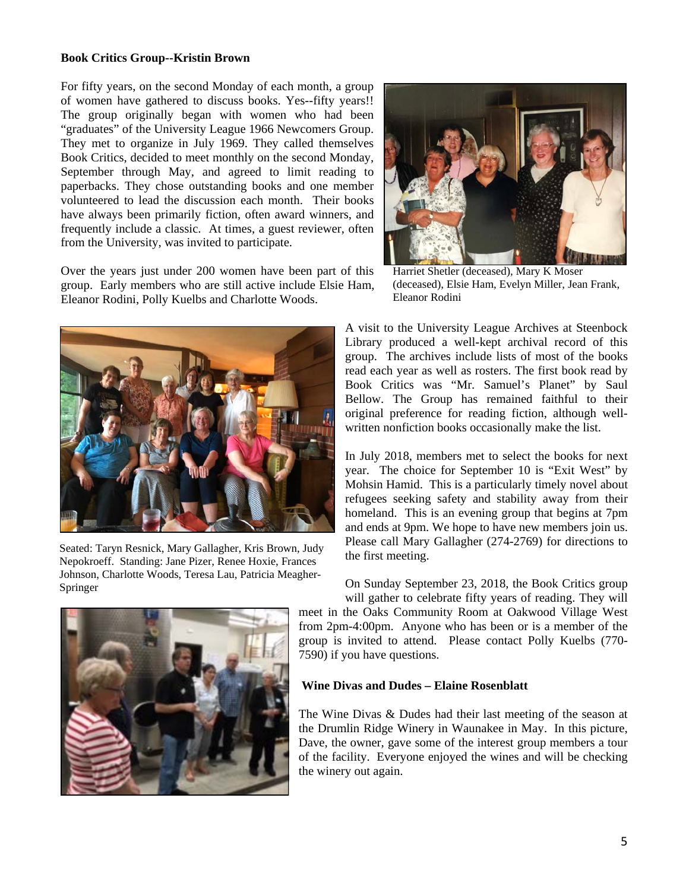**Book Critics Group--Kristin Brown**

For fifty years, on the second Monday of each month, a group of women have gathered to discuss books. Yes--fifty years!! The group originally began with women who had been "graduates" of the University League 1966 Newcomers Group. They met to organize in July 1969. They called themselves Book Critics, decided to meet monthly on the second Monday, September through May, and agreed to limit reading to paperbacks. They chose outstanding books and one member volunteered to lead the discussion each month. Their books have always been primarily fiction, often award winners, and frequently include a classic. At times, a guest reviewer, often from the University, was invited to participate.

Over the years just under 200 women have been part of this group. Early members who are still active include Elsie Ham, Eleanor Rodini, Polly Kuelbs and Charlotte Woods.

Harriet Shetler (deceased), Mary K Moser (deceased), Elsie Ham, Evelyn Miller, Jean Frank, Eleanor Rodini

A visit to the University League Archives at Steenbock Library produced a well-kept archival record of this group. The archives include lists of most of the books read each year as well as rosters. The first book read by Book Critics was "Mr. Samuel's Planet" by Saul Bellow. The Group has remained faithful to their original preference for reading fiction, although well-written nonfiction books occasionally make the list.

In July 2018, members met to select the books for next year. The choice for September 10 is "Exit West" by Mohsin Hamid. This is a particularly timely novel about refugees seeking safety and stability away from their homeland. This is an evening group that begins at 7pm and ends at 9pm. We hope to have new members join us. Please call Mary Gallagher (274-2769) for directions to the first meeting.

Seated: Taryn Resnick, Mary Gallagher, Kris Brown, Judy Nepokroeff. Standing: Jane Pizer, Renee Hoxie, Frances Johnson, Charlotte Woods, Teresa Lau, Patricia Meagher-Springer

On Sunday September 23, 2018, the Book Critics group will gather to celebrate fifty years of reading. They will meet in the Oaks Community Room at Oakwood Village West from 2pm-4:00pm. Anyone who has been or is a member of the group is invited to attend. Please contact Polly Kuelbs (770-7590) if you have questions.

**Wine Divas and Dudes – Elaine Rosenblatt**

The Wine Divas & Dudes had their last meeting of the season at the Drumlin Ridge Winery in Waunakee in May. In this picture, Dave, the owner, gave some of the interest group members a tour of the facility. Everyone enjoyed the wines and will be checking the winery out again.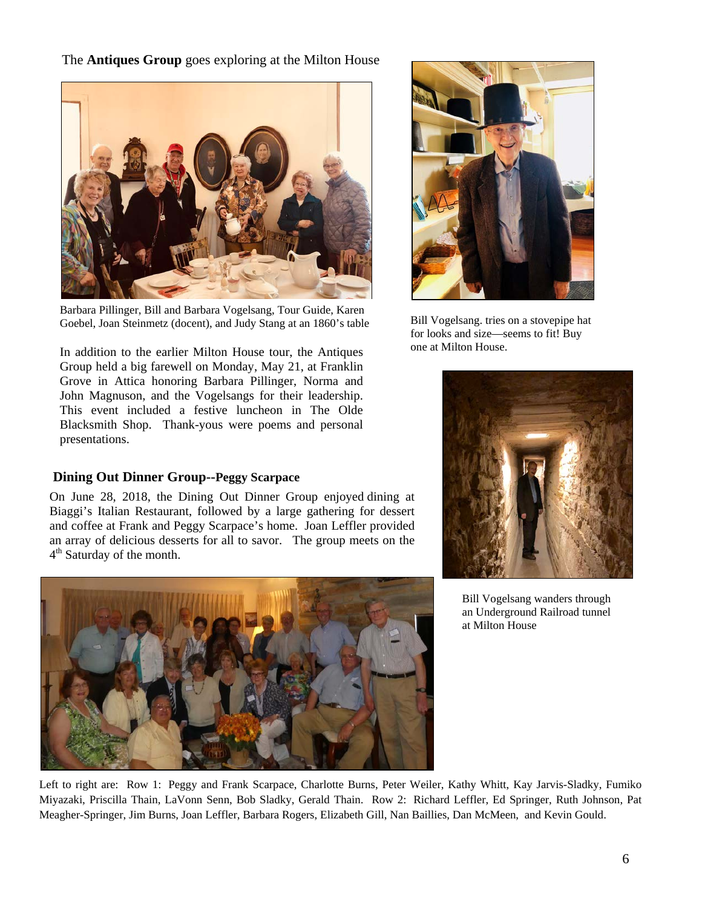The **Antiques Group** goes exploring at the Milton House

Barbara Pillinger, Bill and Barbara Vogelsang, Tour Guide, Karen Goebel, Joan Steinmetz (docent), and Judy Stang at an 1860's table

Bill Vogelsang. tries on a stovepipe hat for looks and size—seems to fit! Buy one at Milton House.

In addition to the earlier Milton House tour, the Antiques Group held a big farewell on Monday, May 21, at Franklin Grove in Attica honoring Barbara Pillinger, Norma and John Magnuson, and the Vogelsangs for their leadership. This event included a festive luncheon in The Olde Blacksmith Shop. Thank-yous were poems and personal presentations.

Bill Vogelsang wanders through an Underground Railroad tunnel at Milton House

**Dining Out Dinner Group--Peggy Scarpace**

On June 28, 2018, the Dining Out Dinner Group enjoyed dining at Biaggi's Italian Restaurant, followed by a large gathering for dessert and coffee at Frank and Peggy Scarpace's home. Joan Leffler provided an array of delicious desserts for all to savor. The group meets on the 4th Saturday of the month.

Left to right are: Row 1: Peggy and Frank Scarpace, Charlotte Burns, Peter Weiler, Kathy Whitt, Kay Jarvis-Sladky, Fumiko Miyazaki, Priscilla Thain, LaVonn Senn, Bob Sladky, Gerald Thain. Row 2: Richard Leffler, Ed Springer, Ruth Johnson, Pat Meagher-Springer, Jim Burns, Joan Leffler, Barbara Rogers, Elizabeth Gill, Nan Baillies, Dan McMeen, and Kevin Gould.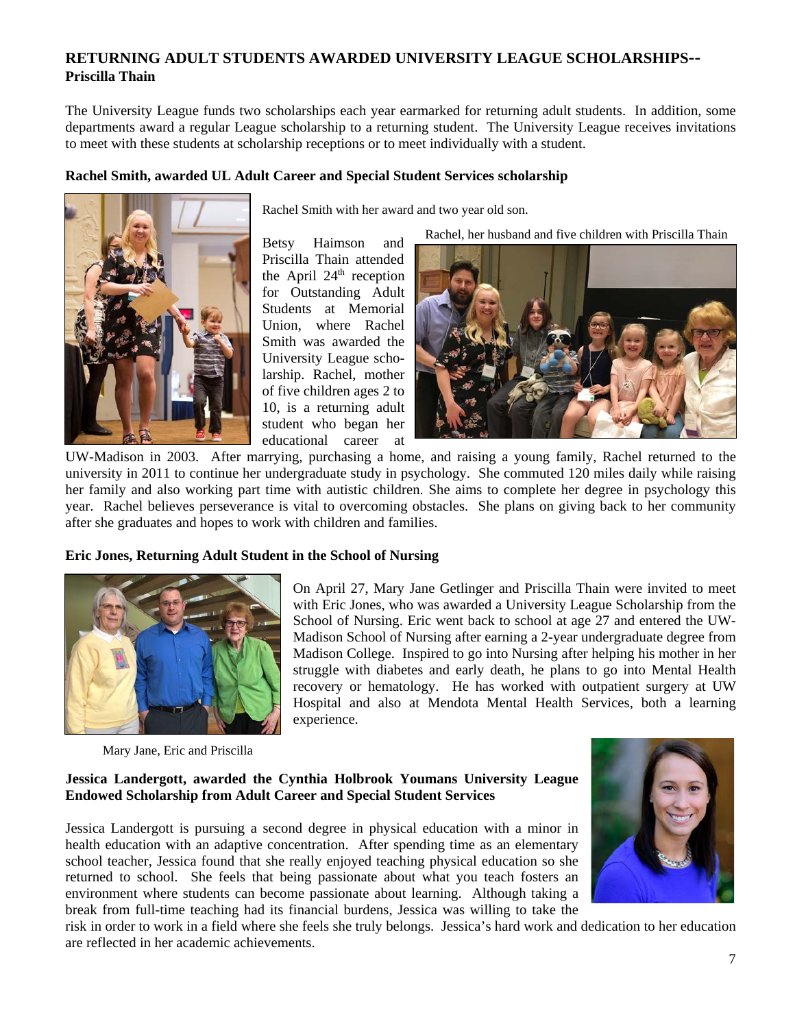## RETURNING ADULT STUDENTS AWARDED UNIVERSITY LEAGUE SCHOLARSHIPS--
**Priscilla Thain**

The University League funds two scholarships each year earmarked for returning adult students. In addition, some departments award a regular League scholarship to a returning student. The University League receives invitations to meet with these students at scholarship receptions or to meet individually with a student.

### Rachel Smith, awarded UL Adult Career and Special Student Services scholarship

Rachel Smith with her award and two year old son.

Rachel, her husband and five children with Priscilla Thain

Betsy Haimson and Priscilla Thain attended the April 24th reception for Outstanding Adult Students at Memorial Union, where Rachel Smith was awarded the University League scholarship. Rachel, mother of five children ages 2 to 10, is a returning adult student who began her educational career at UW-Madison in 2003. After marrying, purchasing a home, and raising a young family, Rachel returned to the university in 2011 to continue her undergraduate study in psychology. She commuted 120 miles daily while raising her family and also working part time with autistic children. She aims to complete her degree in psychology this year. Rachel believes perseverance is vital to overcoming obstacles. She plans on giving back to her community after she graduates and hopes to work with children and families.

### Eric Jones, Returning Adult Student in the School of Nursing

On April 27, Mary Jane Getlinger and Priscilla Thain were invited to meet with Eric Jones, who was awarded a University League Scholarship from the School of Nursing. Eric went back to school at age 27 and entered the UW-Madison School of Nursing after earning a 2-year undergraduate degree from Madison College. Inspired to go into Nursing after helping his mother in her struggle with diabetes and early death, he plans to go into Mental Health recovery or hematology. He has worked with outpatient surgery at UW Hospital and also at Mendota Mental Health Services, both a learning experience.

Mary Jane, Eric and Priscilla

### Jessica Landergott, awarded the Cynthia Holbrook Youmans University League Endowed Scholarship from Adult Career and Special Student Services

Jessica Landergott is pursuing a second degree in physical education with a minor in health education with an adaptive concentration. After spending time as an elementary school teacher, Jessica found that she really enjoyed teaching physical education so she returned to school. She feels that being passionate about what you teach fosters an environment where students can become passionate about learning. Although taking a break from full-time teaching had its financial burdens, Jessica was willing to take the risk in order to work in a field where she feels she truly belongs. Jessica's hard work and dedication to her education are reflected in her academic achievements.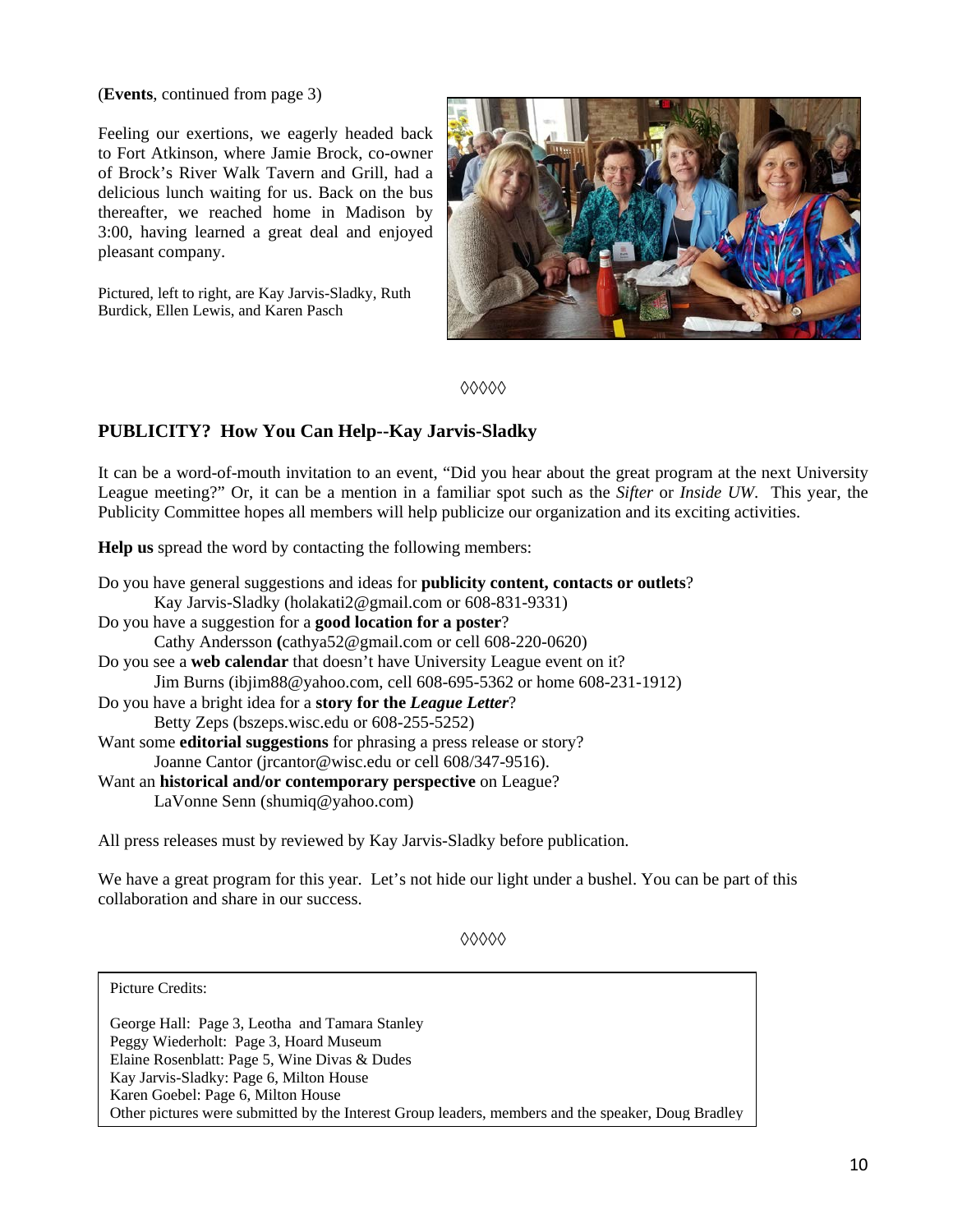(**Events**, continued from page 3)

Feeling our exertions, we eagerly headed back to Fort Atkinson, where Jamie Brock, co-owner of Brock's River Walk Tavern and Grill, had a delicious lunch waiting for us. Back on the bus thereafter, we reached home in Madison by 3:00, having learned a great deal and enjoyed pleasant company.

Pictured, left to right, are Kay Jarvis-Sladky, Ruth Burdick, Ellen Lewis, and Karen Pasch

◊◊◊◊◊

## PUBLICITY? How You Can Help--Kay Jarvis-Sladky

It can be a word-of-mouth invitation to an event, "Did you hear about the great program at the next University League meeting?" Or, it can be a mention in a familiar spot such as the *Sifter* or *Inside UW*. This year, the Publicity Committee hopes all members will help publicize our organization and its exciting activities.

**Help us** spread the word by contacting the following members:

Do you have general suggestions and ideas for **publicity content, contacts or outlets**?
 Kay Jarvis-Sladky (holakati2@gmail.com or 608-831-9331)
Do you have a suggestion for a **good location for a poster**?
 Cathy Andersson **(**cathya52@gmail.com or cell 608-220-0620)
Do you see a **web calendar** that doesn't have University League event on it?
 Jim Burns (ibjim88@yahoo.com, cell 608-695-5362 or home 608-231-1912)
Do you have a bright idea for a **story for the *League Letter***?
 Betty Zeps (bszeps.wisc.edu or 608-255-5252)
Want some **editorial suggestions** for phrasing a press release or story?
 Joanne Cantor (jrcantor@wisc.edu or cell 608/347-9516).
Want an **historical and/or contemporary perspective** on League?
 LaVonne Senn (shumiq@yahoo.com)

All press releases must by reviewed by Kay Jarvis-Sladky before publication.

We have a great program for this year. Let's not hide our light under a bushel. You can be part of this collaboration and share in our success.

◊◊◊◊◊

Picture Credits:

George Hall: Page 3, Leotha and Tamara Stanley
Peggy Wiederholt: Page 3, Hoard Museum
Elaine Rosenblatt: Page 5, Wine Divas & Dudes
Kay Jarvis-Sladky: Page 6, Milton House
Karen Goebel: Page 6, Milton House
Other pictures were submitted by the Interest Group leaders, members and the speaker, Doug Bradley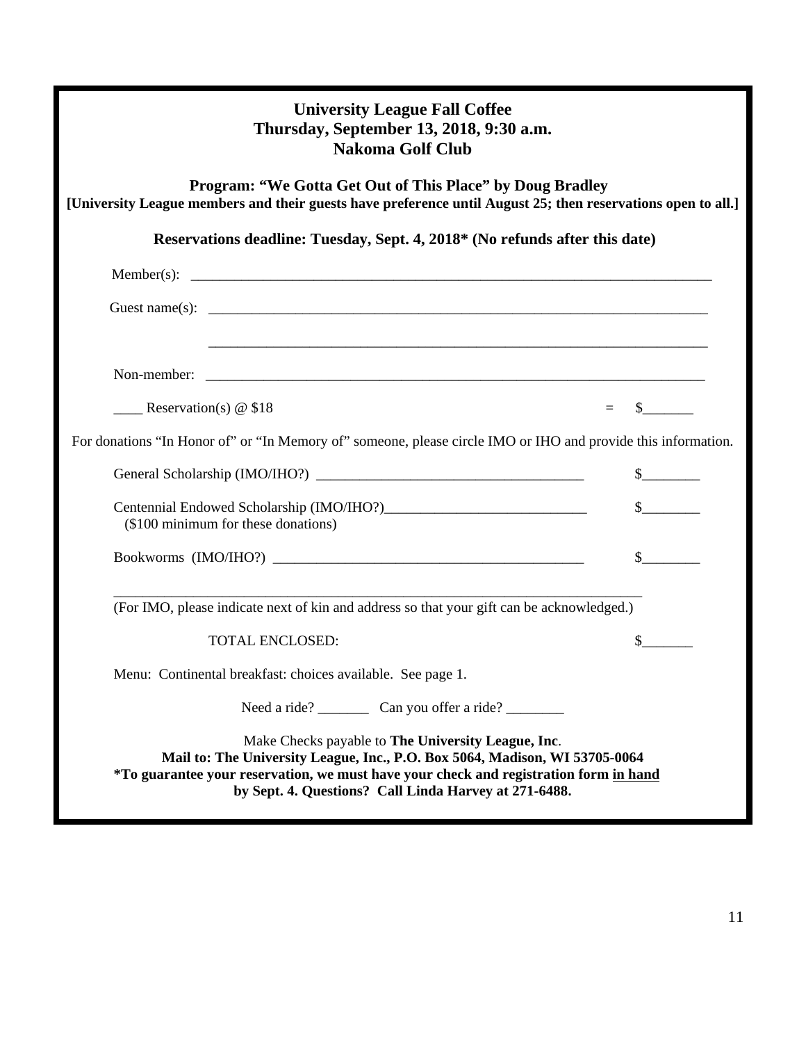**University League Fall Coffee**
**Thursday, September 13, 2018, 9:30 a.m.**
**Nakoma Golf Club**

**Program: "We Gotta Get Out of This Place" by Doug Bradley**
**[University League members and their guests have preference until August 25; then reservations open to all.]**

**Reservations deadline: Tuesday, Sept. 4, 2018* (No refunds after this date)**

Member(s): ______________________________________________________________________

Guest name(s): ___________________________________________________________________

______________________________________________________________________

Non-member: _____________________________________________________________________

____ Reservation(s) @ $18 = $_______

For donations "In Honor of" or "In Memory of" someone, please circle IMO or IHO and provide this information.

General Scholarship (IMO/IHO?) ____________________________________ $________

Centennial Endowed Scholarship (IMO/IHO?)___________________________ $________
(\$100 minimum for these donations)

Bookworms (IMO/IHO?) ___________________________________________ $________

______________________________________________________________________
(For IMO, please indicate next of kin and address so that your gift can be acknowledged.)

TOTAL ENCLOSED: $_______

Menu: Continental breakfast: choices available. See page 1.

Need a ride? _______ Can you offer a ride? ________

Make Checks payable to **The University League, Inc**.
**Mail to: The University League, Inc., P.O. Box 5064, Madison, WI 53705-0064**
***To guarantee your reservation, we must have your check and registration form <u>in hand</u> by Sept. 4. Questions? Call Linda Harvey at 271-6488.**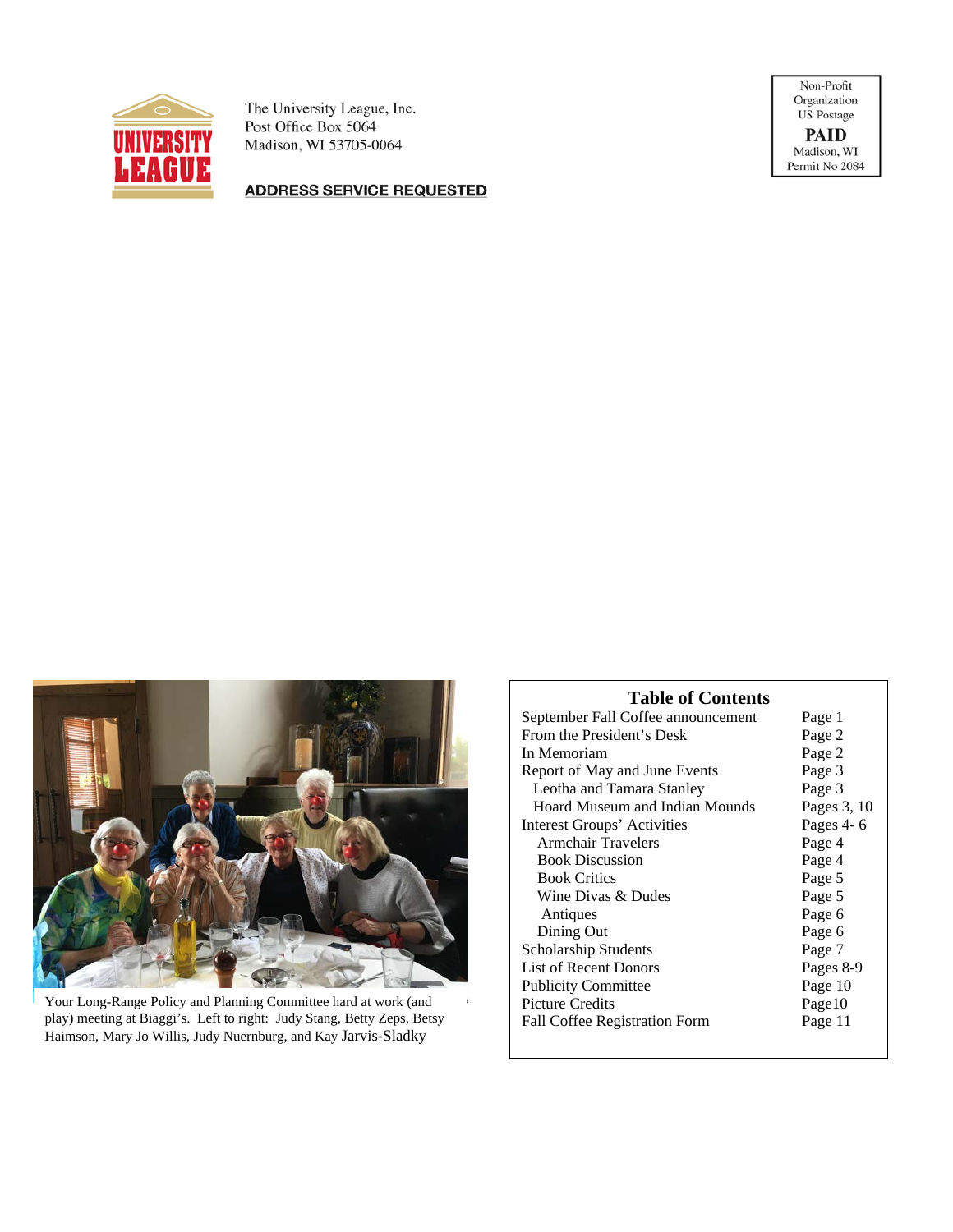The University League, Inc.
Post Office Box 5064
Madison, WI 53705-0064

**ADDRESS SERVICE REQUESTED**

Non-Profit
Organization
US Postage
**PAID**
Madison, WI
Permit No 2084

Your Long-Range Policy and Planning Committee hard at work (and play) meeting at Biaggi's. Left to right: Judy Stang, Betty Zeps, Betsy Haimson, Mary Jo Willis, Judy Nuernburg, and Kay Jarvis-Sladky

## Table of Contents

| | |
|---|---|
| September Fall Coffee announcement | Page 1 |
| From the President's Desk | Page 2 |
| In Memoriam | Page 2 |
| Report of May and June Events | Page 3 |
| Leotha and Tamara Stanley | Page 3 |
| Hoard Museum and Indian Mounds | Pages 3, 10 |
| Interest Groups' Activities | Pages 4- 6 |
| Armchair Travelers | Page 4 |
| Book Discussion | Page 4 |
| Book Critics | Page 5 |
| Wine Divas & Dudes | Page 5 |
| Antiques | Page 6 |
| Dining Out | Page 6 |
| Scholarship Students | Page 7 |
| List of Recent Donors | Pages 8-9 |
| Publicity Committee | Page 10 |
| Picture Credits | Page10 |
| Fall Coffee Registration Form | Page 11 |